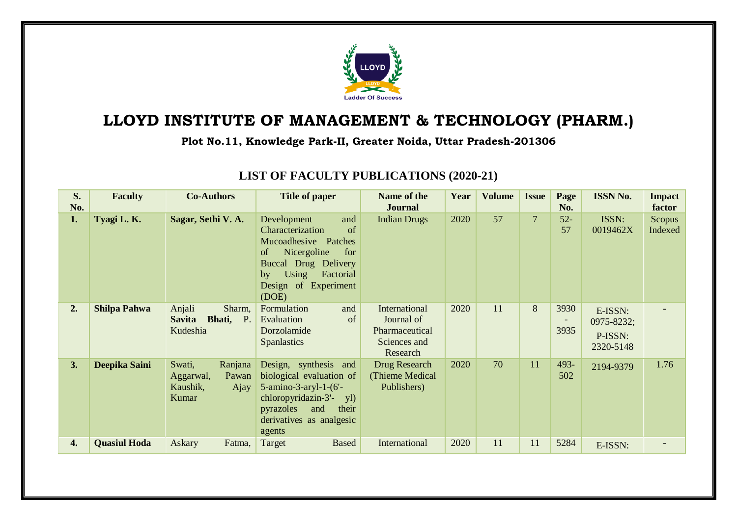# LLOYD INSTITUTE OF MANAGEMENT & TECHNOLOGY (PHARM.)

**Plot No.11, Knowledge Park-II, Greater Noida, Uttar Pradesh-201306**

## LIST OF FACULTY PUBLICATIONS (2020-21)

| S. No. | Faculty | Co-Authors | Title of paper | Name of the Journal | Year | Volume | Issue | Page No. | ISSN No. | Impact factor |
|---|---|---|---|---|---|---|---|---|---|---|
| **1.** | **Tyagi L. K.** | **Sagar, Sethi V. A.** | Development and Characterization of Mucoadhesive Patches of Nicergoline for Buccal Drug Delivery by Using Factorial Design of Experiment (DOE) | Indian Drugs | 2020 | 57 | 7 | 52-57 | ISSN: 0019462X | Scopus Indexed |
| **2.** | **Shilpa Pahwa** | Anjali Sharm, **Savita Bhati,** P. Kudeshia | Formulation and Evaluation of Dorzolamide Spanlastics | International Journal of Pharmaceutical Sciences and Research | 2020 | 11 | 8 | 3930 - 3935 | E-ISSN: 0975-8232; P-ISSN: 2320-5148 | - |
| **3.** | **Deepika Saini** | Swati, Ranjana Aggarwal, Pawan Kaushik, Ajay Kumar | Design, synthesis and biological evaluation of 5-amino-3-aryl-1-(6'-chloropyridazin-3'- yl) pyrazoles and their derivatives as analgesic agents | Drug Research (Thieme Medical Publishers) | 2020 | 70 | 11 | 493-502 | 2194-9379 | 1.76 |
| **4.** | **Quasiul Hoda** | Askary Fatma, | Target Based | International | 2020 | 11 | 11 | 5284 | E-ISSN: | - |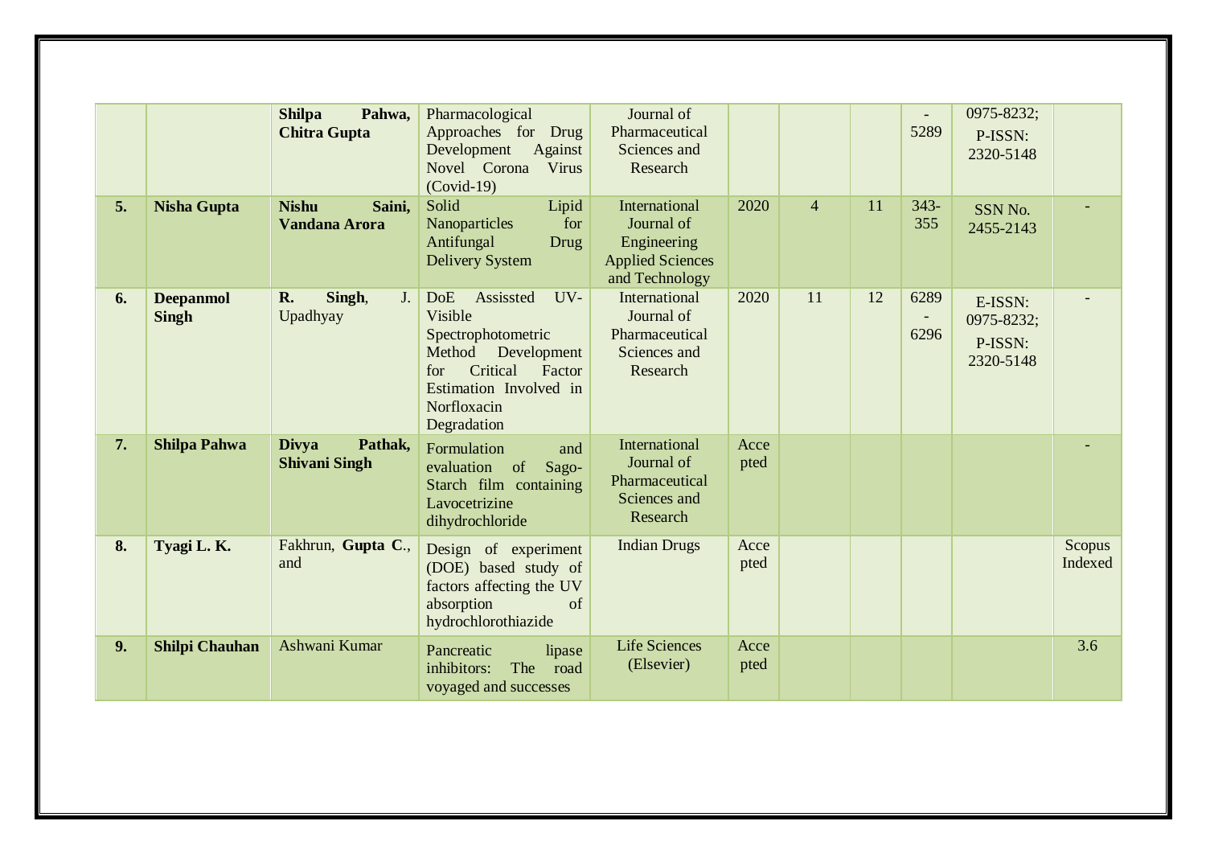| | | | | | | | | | | |
|---|---|---|---|---|---|---|---|---|---|---|
| | | **Shilpa Pahwa, Chitra Gupta** | Pharmacological Approaches for Drug Development Against Novel Corona Virus (Covid-19) | Journal of Pharmaceutical Sciences and Research | | | | - 5289 | 0975-8232; P-ISSN: 2320-5148 | |
| **5.** | **Nisha Gupta** | **Nishu Saini, Vandana Arora** | Solid Lipid Nanoparticles for Antifungal Drug Delivery System | International Journal of Engineering Applied Sciences and Technology | 2020 | 4 | 11 | 343-355 | SSN No. 2455-2143 | - |
| **6.** | **Deepanmol Singh** | **R. Singh**, J. Upadhyay | DoE Assissted UV-Visible Spectrophotometric Method Development for Critical Factor Estimation Involved in Norfloxacin Degradation | International Journal of Pharmaceutical Sciences and Research | 2020 | 11 | 12 | 6289 - 6296 | E-ISSN: 0975-8232; P-ISSN: 2320-5148 | - |
| **7.** | **Shilpa Pahwa** | **Divya Pathak, Shivani Singh** | Formulation and evaluation of Sago-Starch film containing Lavocetrizine dihydrochloride | International Journal of Pharmaceutical Sciences and Research | Accepted | | | | | - |
| **8.** | **Tyagi L. K.** | Fakhrun, **Gupta C.**, and | Design of experiment (DOE) based study of factors affecting the UV absorption of hydrochlorothiazide | Indian Drugs | Accepted | | | | | Scopus Indexed |
| **9.** | **Shilpi Chauhan** | Ashwani Kumar | Pancreatic lipase inhibitors: The road voyaged and successes | Life Sciences (Elsevier) | Accepted | | | | | 3.6 |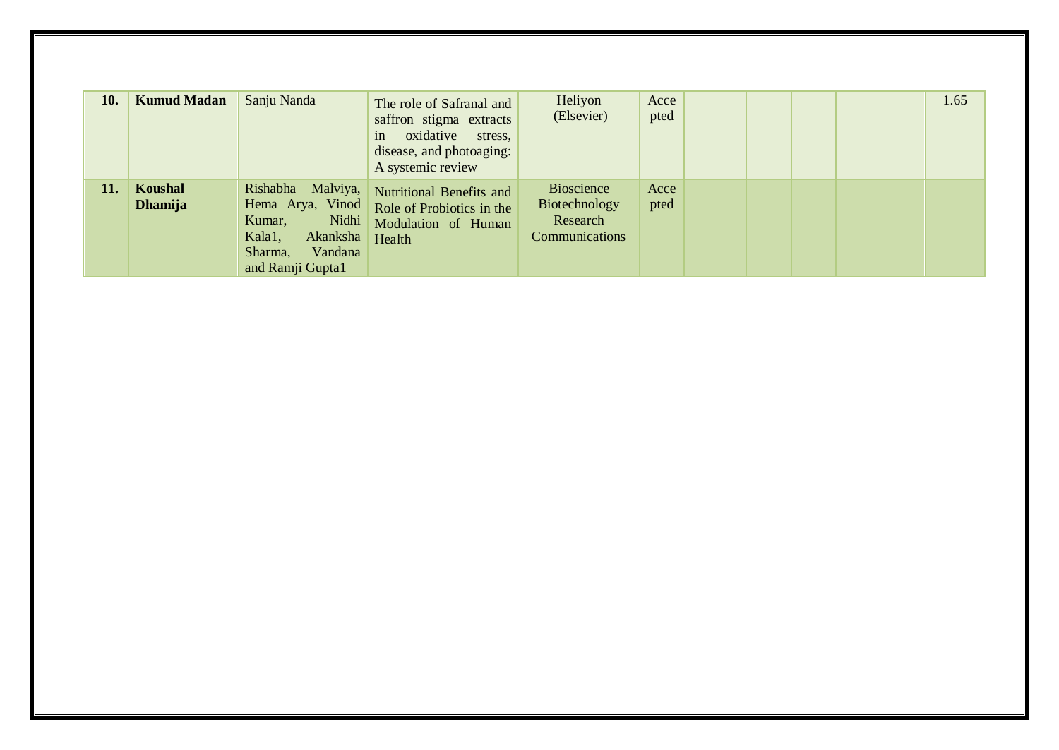| | | | | | | | | | | |
|---|---|---|---|---|---|---|---|---|---|---|
| **10.** | **Kumud Madan** | Sanju Nanda | The role of Safranal and saffron stigma extracts in oxidative stress, disease, and photoaging: A systemic review | Heliyon (Elsevier) | Accepted | | | | | 1.65 |
| **11.** | **Koushal Dhamija** | Rishabha Malviya, Hema Arya, Vinod Kumar, Nidhi Kala1, Akanksha Sharma, Vandana and Ramji Gupta1 | Nutritional Benefits and Role of Probiotics in the Modulation of Human Health | Bioscience Biotechnology Research Communications | Accepted | | | | | |